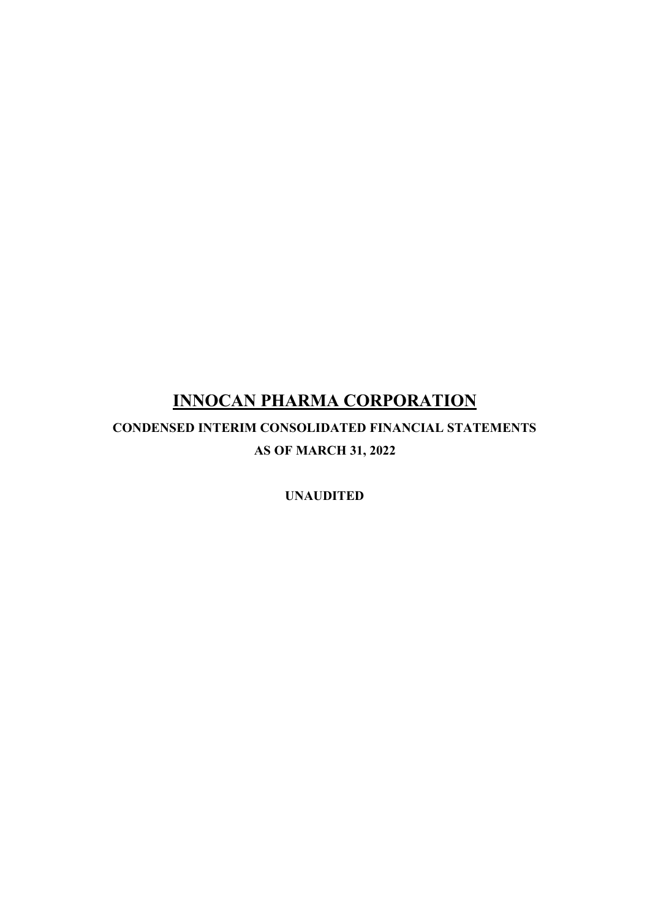# INNOCAN PHARMA CORPORATION

**CONDENSED INTERIM CONSOLIDATED FINANCIAL STATEMENTS**

**AS OF MARCH 31, 2022**

**UNAUDITED**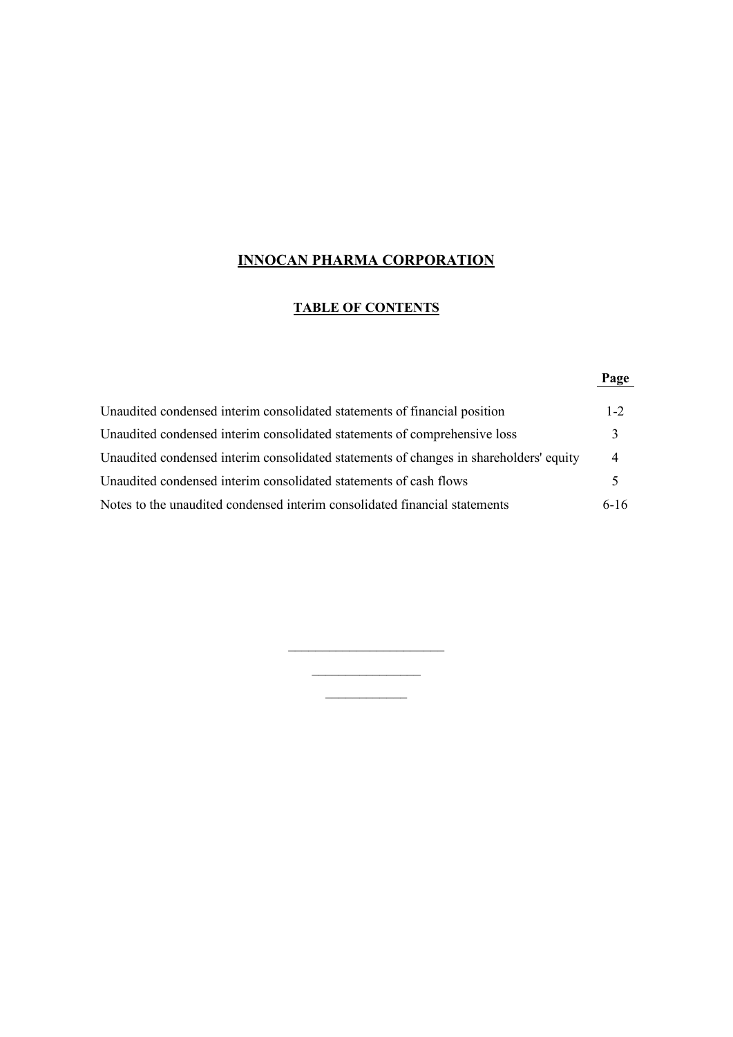# INNOCAN PHARMA CORPORATION

## TABLE OF CONTENTS

| | Page |
|---|---|
| Unaudited condensed interim consolidated statements of financial position | 1-2 |
| Unaudited condensed interim consolidated statements of comprehensive loss | 3 |
| Unaudited condensed interim consolidated statements of changes in shareholders' equity | 4 |
| Unaudited condensed interim consolidated statements of cash flows | 5 |
| Notes to the unaudited condensed interim consolidated financial statements | 6-16 |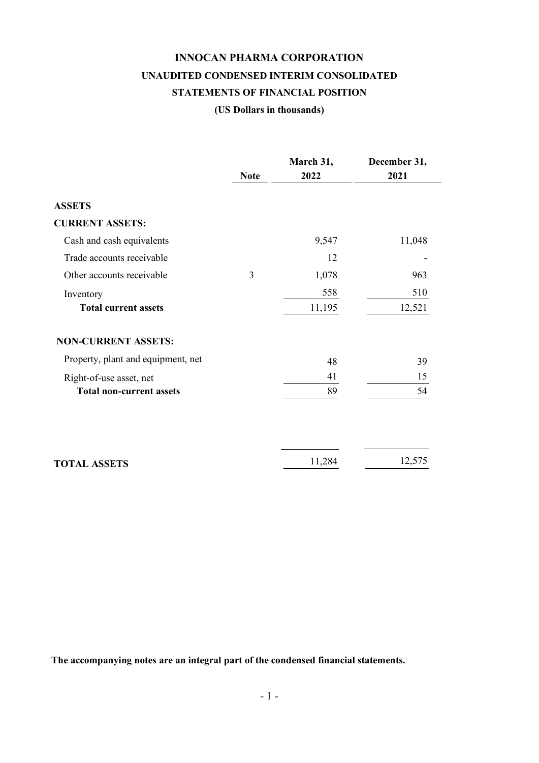# INNOCAN PHARMA CORPORATION

## UNAUDITED CONDENSED INTERIM CONSOLIDATED

## STATEMENTS OF FINANCIAL POSITION

### (US Dollars in thousands)

| | Note | March 31, 2022 | December 31, 2021 |
|---|---|---|---|
| **ASSETS** | | | |
| **CURRENT ASSETS:** | | | |
| Cash and cash equivalents | | 9,547 | 11,048 |
| Trade accounts receivable | | 12 | - |
| Other accounts receivable | 3 | 1,078 | 963 |
| Inventory | | 558 | 510 |
| **Total current assets** | | 11,195 | 12,521 |
| **NON-CURRENT ASSETS:** | | | |
| Property, plant and equipment, net | | 48 | 39 |
| Right-of-use asset, net | | 41 | 15 |
| **Total non-current assets** | | 89 | 54 |
| **TOTAL ASSETS** | | 11,284 | 12,575 |

**The accompanying notes are an integral part of the condensed financial statements.**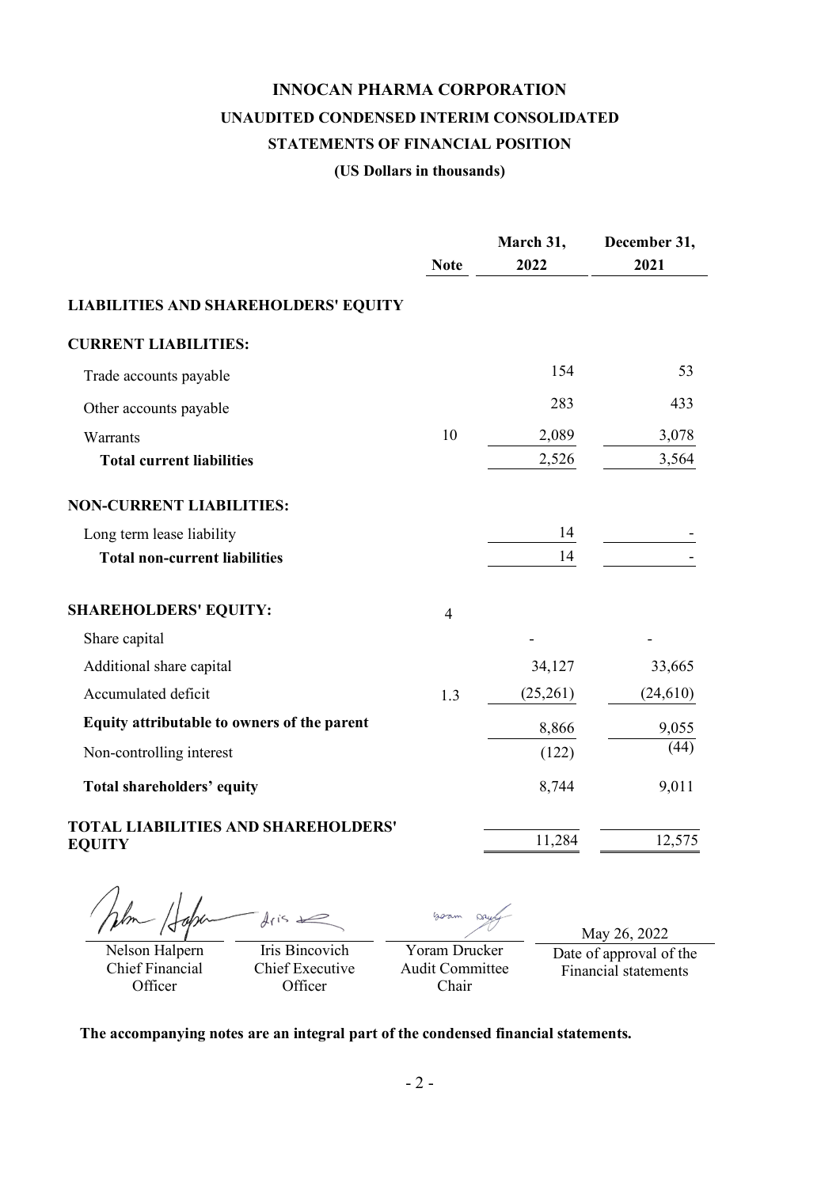# INNOCAN PHARMA CORPORATION

## UNAUDITED CONDENSED INTERIM CONSOLIDATED

## STATEMENTS OF FINANCIAL POSITION

**(US Dollars in thousands)**

| | Note | March 31, 2022 | December 31, 2021 |
|---|---|---|---|
| **LIABILITIES AND SHAREHOLDERS' EQUITY** | | | |
| **CURRENT LIABILITIES:** | | | |
| Trade accounts payable | | 154 | 53 |
| Other accounts payable | | 283 | 433 |
| Warrants | 10 | 2,089 | 3,078 |
| **Total current liabilities** | | 2,526 | 3,564 |
| **NON-CURRENT LIABILITIES:** | | | |
| Long term lease liability | | 14 | - |
| **Total non-current liabilities** | | 14 | - |
| **SHAREHOLDERS' EQUITY:** | 4 | | |
| Share capital | | - | - |
| Additional share capital | | 34,127 | 33,665 |
| Accumulated deficit | 1.3 | (25,261) | (24,610) |
| **Equity attributable to owners of the parent** | | 8,866 | 9,055 |
| Non-controlling interest | | (122) | (44) |
| **Total shareholders' equity** | | 8,744 | 9,011 |
| **TOTAL LIABILITIES AND SHAREHOLDERS' EQUITY** | | 11,284 | 12,575 |

| Nelson Halpern | Iris Bincovich | Yoram Drucker | May 26, 2022 |
|---|---|---|---|
| Chief Financial Officer | Chief Executive Officer | Audit Committee Chair | Date of approval of the Financial statements |

**The accompanying notes are an integral part of the condensed financial statements.**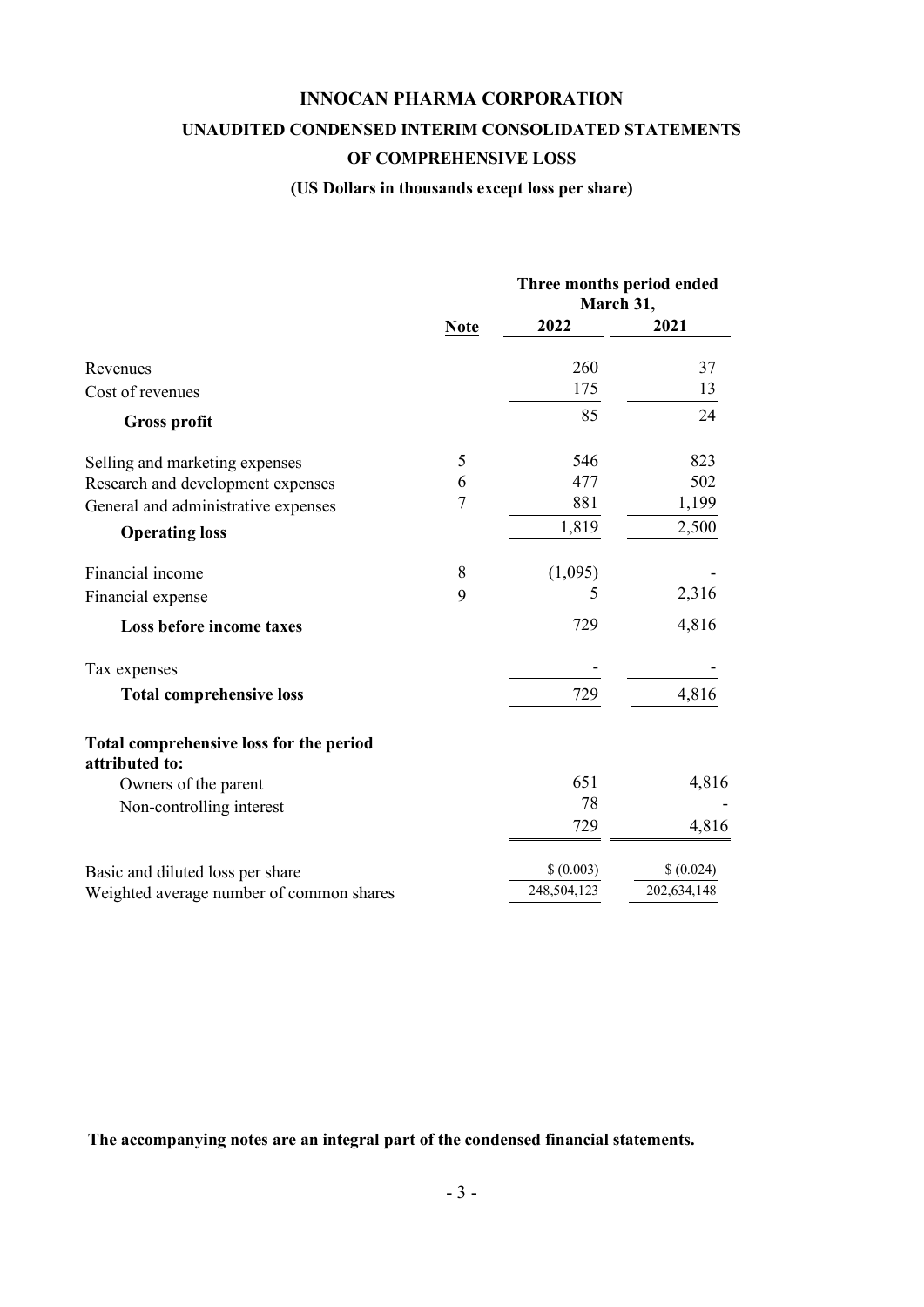# INNOCAN PHARMA CORPORATION

## UNAUDITED CONDENSED INTERIM CONSOLIDATED STATEMENTS OF COMPREHENSIVE LOSS

### (US Dollars in thousands except loss per share)

| | Note | Three months period ended March 31, 2022 | 2021 |
|---|---|---|---|
| Revenues | | 260 | 37 |
| Cost of revenues | | 175 | 13 |
| **Gross profit** | | 85 | 24 |
| Selling and marketing expenses | 5 | 546 | 823 |
| Research and development expenses | 6 | 477 | 502 |
| General and administrative expenses | 7 | 881 | 1,199 |
| **Operating loss** | | 1,819 | 2,500 |
| Financial income | 8 | (1,095) | - |
| Financial expense | 9 | 5 | 2,316 |
| **Loss before income taxes** | | 729 | 4,816 |
| Tax expenses | | - | - |
| **Total comprehensive loss** | | 729 | 4,816 |
| **Total comprehensive loss for the period attributed to:** | | | |
| Owners of the parent | | 651 | 4,816 |
| Non-controlling interest | | 78 | - |
| | | 729 | 4,816 |
| Basic and diluted loss per share | | $ (0.003) | $ (0.024) |
| Weighted average number of common shares | | 248,504,123 | 202,634,148 |

**The accompanying notes are an integral part of the condensed financial statements.**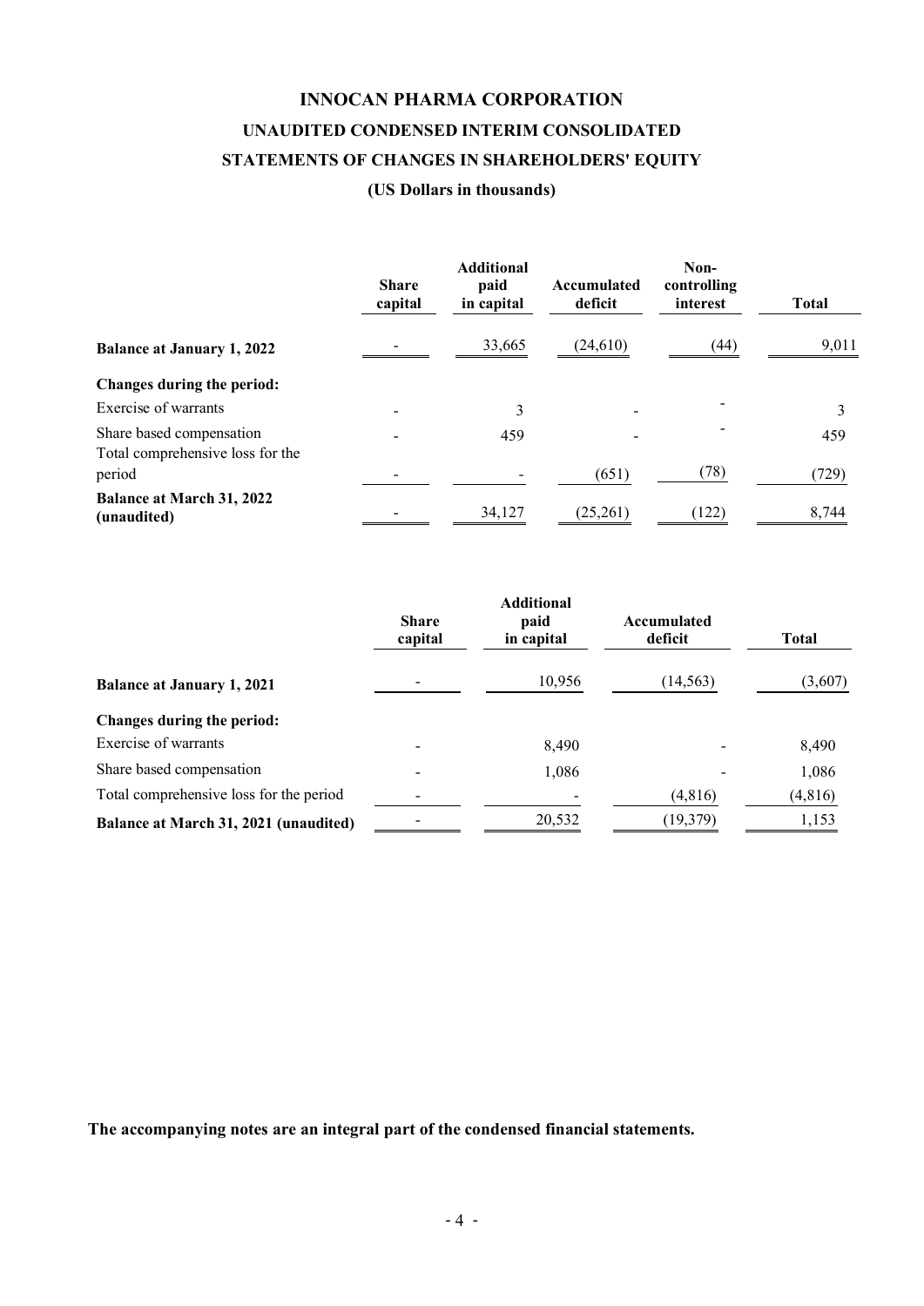# INNOCAN PHARMA CORPORATION

## UNAUDITED CONDENSED INTERIM CONSOLIDATED

## STATEMENTS OF CHANGES IN SHAREHOLDERS' EQUITY

### (US Dollars in thousands)

| | Share capital | Additional paid in capital | Accumulated deficit | Non-controlling interest | Total |
|---|---|---|---|---|---|
| **Balance at January 1, 2022** | - | 33,665 | (24,610) | (44) | 9,011 |
| **Changes during the period:** | | | | | |
| Exercise of warrants | - | 3 | - | - | 3 |
| Share based compensation | - | 459 | - | - | 459 |
| Total comprehensive loss for the period | - | - | (651) | (78) | (729) |
| **Balance at March 31, 2022 (unaudited)** | - | 34,127 | (25,261) | (122) | 8,744 |

| | Share capital | Additional paid in capital | Accumulated deficit | Total |
|---|---|---|---|---|
| **Balance at January 1, 2021** | - | 10,956 | (14,563) | (3,607) |
| **Changes during the period:** | | | | |
| Exercise of warrants | - | 8,490 | - | 8,490 |
| Share based compensation | - | 1,086 | - | 1,086 |
| Total comprehensive loss for the period | - | - | (4,816) | (4,816) |
| **Balance at March 31, 2021 (unaudited)** | - | 20,532 | (19,379) | 1,153 |

**The accompanying notes are an integral part of the condensed financial statements.**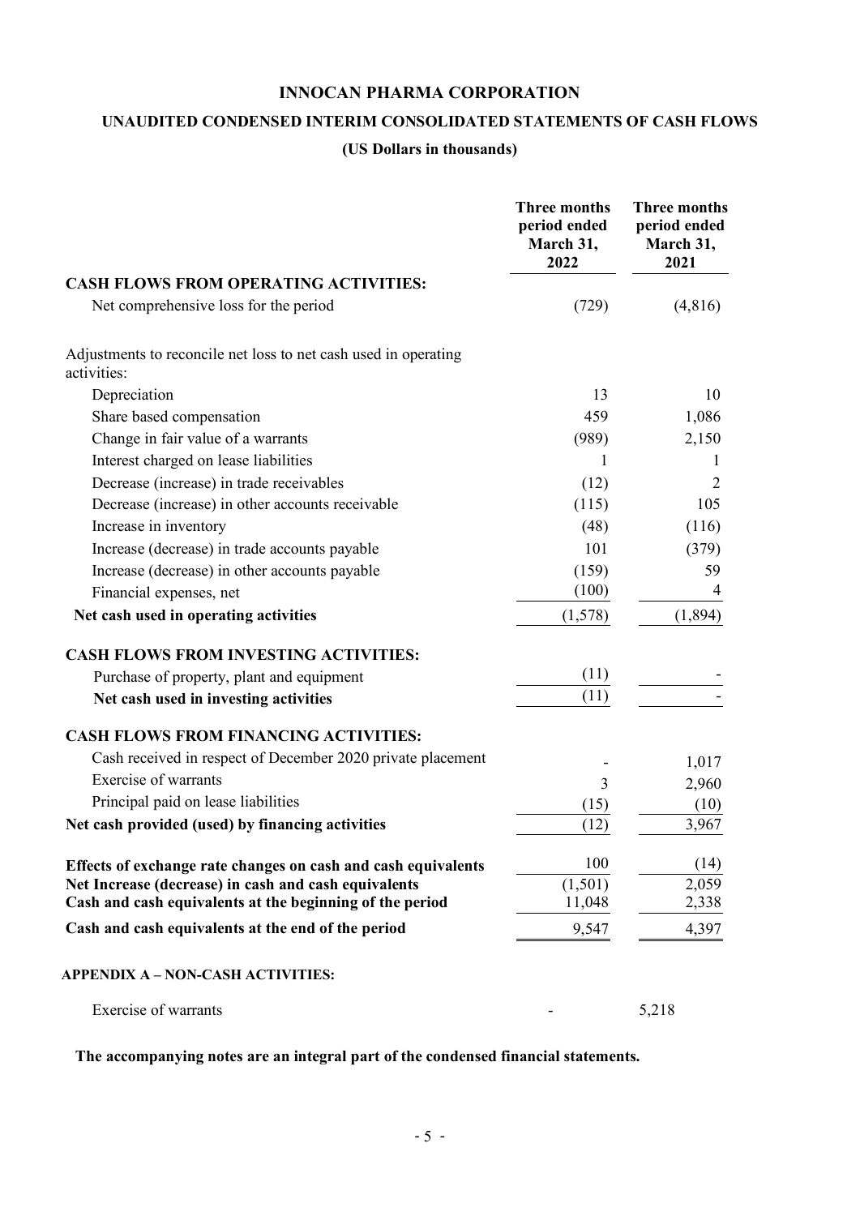# INNOCAN PHARMA CORPORATION

## UNAUDITED CONDENSED INTERIM CONSOLIDATED STATEMENTS OF CASH FLOWS

### (US Dollars in thousands)

| | Three months period ended March 31, 2022 | Three months period ended March 31, 2021 |
|---|---|---|
| **CASH FLOWS FROM OPERATING ACTIVITIES:** | | |
| Net comprehensive loss for the period | (729) | (4,816) |
| Adjustments to reconcile net loss to net cash used in operating activities: | | |
| Depreciation | 13 | 10 |
| Share based compensation | 459 | 1,086 |
| Change in fair value of a warrants | (989) | 2,150 |
| Interest charged on lease liabilities | 1 | 1 |
| Decrease (increase) in trade receivables | (12) | 2 |
| Decrease (increase) in other accounts receivable | (115) | 105 |
| Increase in inventory | (48) | (116) |
| Increase (decrease) in trade accounts payable | 101 | (379) |
| Increase (decrease) in other accounts payable | (159) | 59 |
| Financial expenses, net | (100) | 4 |
| **Net cash used in operating activities** | (1,578) | (1,894) |
| **CASH FLOWS FROM INVESTING ACTIVITIES:** | | |
| Purchase of property, plant and equipment | (11) | - |
| **Net cash used in investing activities** | (11) | - |
| **CASH FLOWS FROM FINANCING ACTIVITIES:** | | |
| Cash received in respect of December 2020 private placement | - | 1,017 |
| Exercise of warrants | 3 | 2,960 |
| Principal paid on lease liabilities | (15) | (10) |
| **Net cash provided (used) by financing activities** | (12) | 3,967 |
| **Effects of exchange rate changes on cash and cash equivalents** | 100 | (14) |
| **Net Increase (decrease) in cash and cash equivalents** | (1,501) | 2,059 |
| **Cash and cash equivalents at the beginning of the period** | 11,048 | 2,338 |
| **Cash and cash equivalents at the end of the period** | 9,547 | 4,397 |

**APPENDIX A – NON-CASH ACTIVITIES:**

| | | |
|---|---|---|
| Exercise of warrants | - | 5,218 |

**The accompanying notes are an integral part of the condensed financial statements.**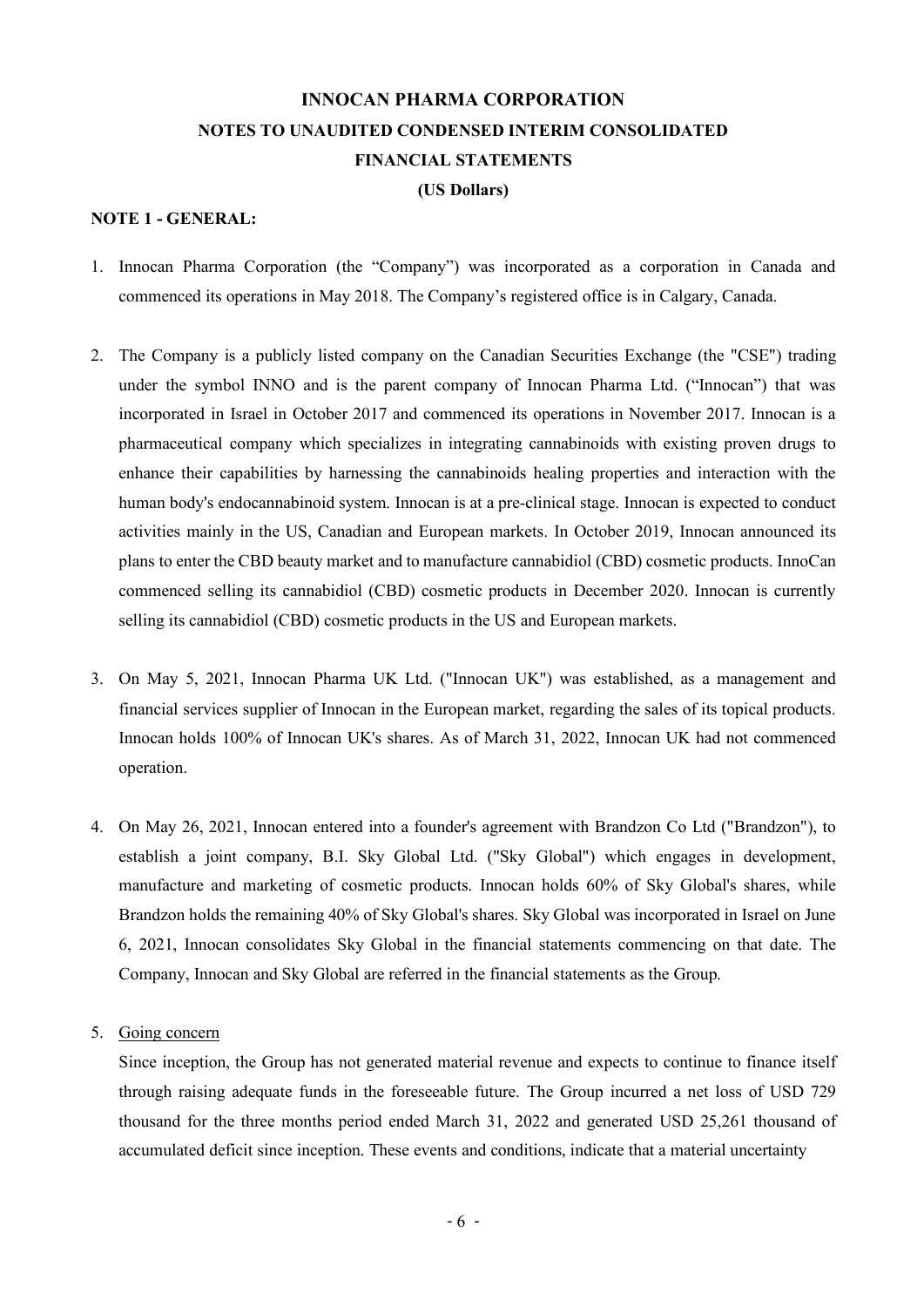# INNOCAN PHARMA CORPORATION

## NOTES TO UNAUDITED CONDENSED INTERIM CONSOLIDATED FINANCIAL STATEMENTS

**(US Dollars)**

**NOTE 1 - GENERAL:**

1. Innocan Pharma Corporation (the "Company") was incorporated as a corporation in Canada and commenced its operations in May 2018. The Company's registered office is in Calgary, Canada.

2. The Company is a publicly listed company on the Canadian Securities Exchange (the "CSE") trading under the symbol INNO and is the parent company of Innocan Pharma Ltd. ("Innocan") that was incorporated in Israel in October 2017 and commenced its operations in November 2017. Innocan is a pharmaceutical company which specializes in integrating cannabinoids with existing proven drugs to enhance their capabilities by harnessing the cannabinoids healing properties and interaction with the human body's endocannabinoid system. Innocan is at a pre-clinical stage. Innocan is expected to conduct activities mainly in the US, Canadian and European markets. In October 2019, Innocan announced its plans to enter the CBD beauty market and to manufacture cannabidiol (CBD) cosmetic products. InnoCan commenced selling its cannabidiol (CBD) cosmetic products in December 2020. Innocan is currently selling its cannabidiol (CBD) cosmetic products in the US and European markets.

3. On May 5, 2021, Innocan Pharma UK Ltd. ("Innocan UK") was established, as a management and financial services supplier of Innocan in the European market, regarding the sales of its topical products. Innocan holds 100% of Innocan UK's shares. As of March 31, 2022, Innocan UK had not commenced operation.

4. On May 26, 2021, Innocan entered into a founder's agreement with Brandzon Co Ltd ("Brandzon"), to establish a joint company, B.I. Sky Global Ltd. ("Sky Global") which engages in development, manufacture and marketing of cosmetic products. Innocan holds 60% of Sky Global's shares, while Brandzon holds the remaining 40% of Sky Global's shares. Sky Global was incorporated in Israel on June 6, 2021, Innocan consolidates Sky Global in the financial statements commencing on that date. The Company, Innocan and Sky Global are referred in the financial statements as the Group.

5. Going concern

   Since inception, the Group has not generated material revenue and expects to continue to finance itself through raising adequate funds in the foreseeable future. The Group incurred a net loss of USD 729 thousand for the three months period ended March 31, 2022 and generated USD 25,261 thousand of accumulated deficit since inception. These events and conditions, indicate that a material uncertainty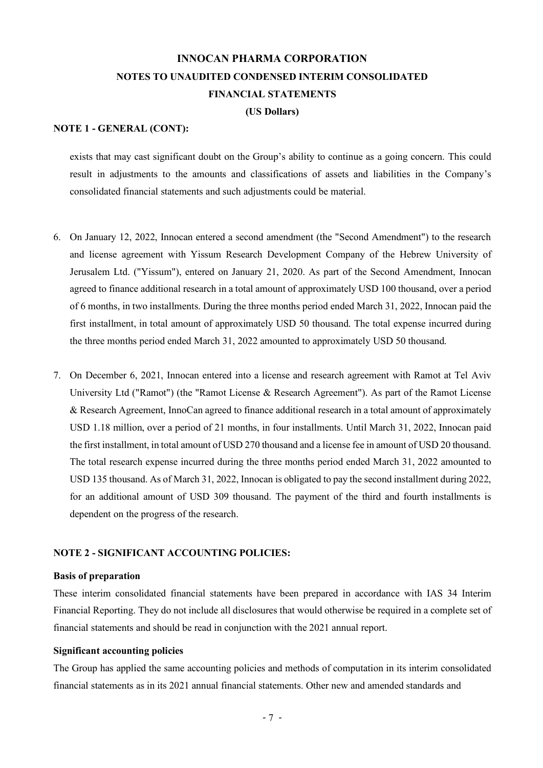# INNOCAN PHARMA CORPORATION

## NOTES TO UNAUDITED CONDENSED INTERIM CONSOLIDATED FINANCIAL STATEMENTS

**(US Dollars)**

**NOTE 1 - GENERAL (CONT):**

exists that may cast significant doubt on the Group's ability to continue as a going concern. This could result in adjustments to the amounts and classifications of assets and liabilities in the Company's consolidated financial statements and such adjustments could be material.

6. On January 12, 2022, Innocan entered a second amendment (the "Second Amendment") to the research and license agreement with Yissum Research Development Company of the Hebrew University of Jerusalem Ltd. ("Yissum"), entered on January 21, 2020. As part of the Second Amendment, Innocan agreed to finance additional research in a total amount of approximately USD 100 thousand, over a period of 6 months, in two installments. During the three months period ended March 31, 2022, Innocan paid the first installment, in total amount of approximately USD 50 thousand. The total expense incurred during the three months period ended March 31, 2022 amounted to approximately USD 50 thousand.

7. On December 6, 2021, Innocan entered into a license and research agreement with Ramot at Tel Aviv University Ltd ("Ramot") (the "Ramot License & Research Agreement"). As part of the Ramot License & Research Agreement, InnoCan agreed to finance additional research in a total amount of approximately USD 1.18 million, over a period of 21 months, in four installments. Until March 31, 2022, Innocan paid the first installment, in total amount of USD 270 thousand and a license fee in amount of USD 20 thousand. The total research expense incurred during the three months period ended March 31, 2022 amounted to USD 135 thousand. As of March 31, 2022, Innocan is obligated to pay the second installment during 2022, for an additional amount of USD 309 thousand. The payment of the third and fourth installments is dependent on the progress of the research.

**NOTE 2 - SIGNIFICANT ACCOUNTING POLICIES:**

**Basis of preparation**

These interim consolidated financial statements have been prepared in accordance with IAS 34 Interim Financial Reporting. They do not include all disclosures that would otherwise be required in a complete set of financial statements and should be read in conjunction with the 2021 annual report.

**Significant accounting policies**

The Group has applied the same accounting policies and methods of computation in its interim consolidated financial statements as in its 2021 annual financial statements. Other new and amended standards and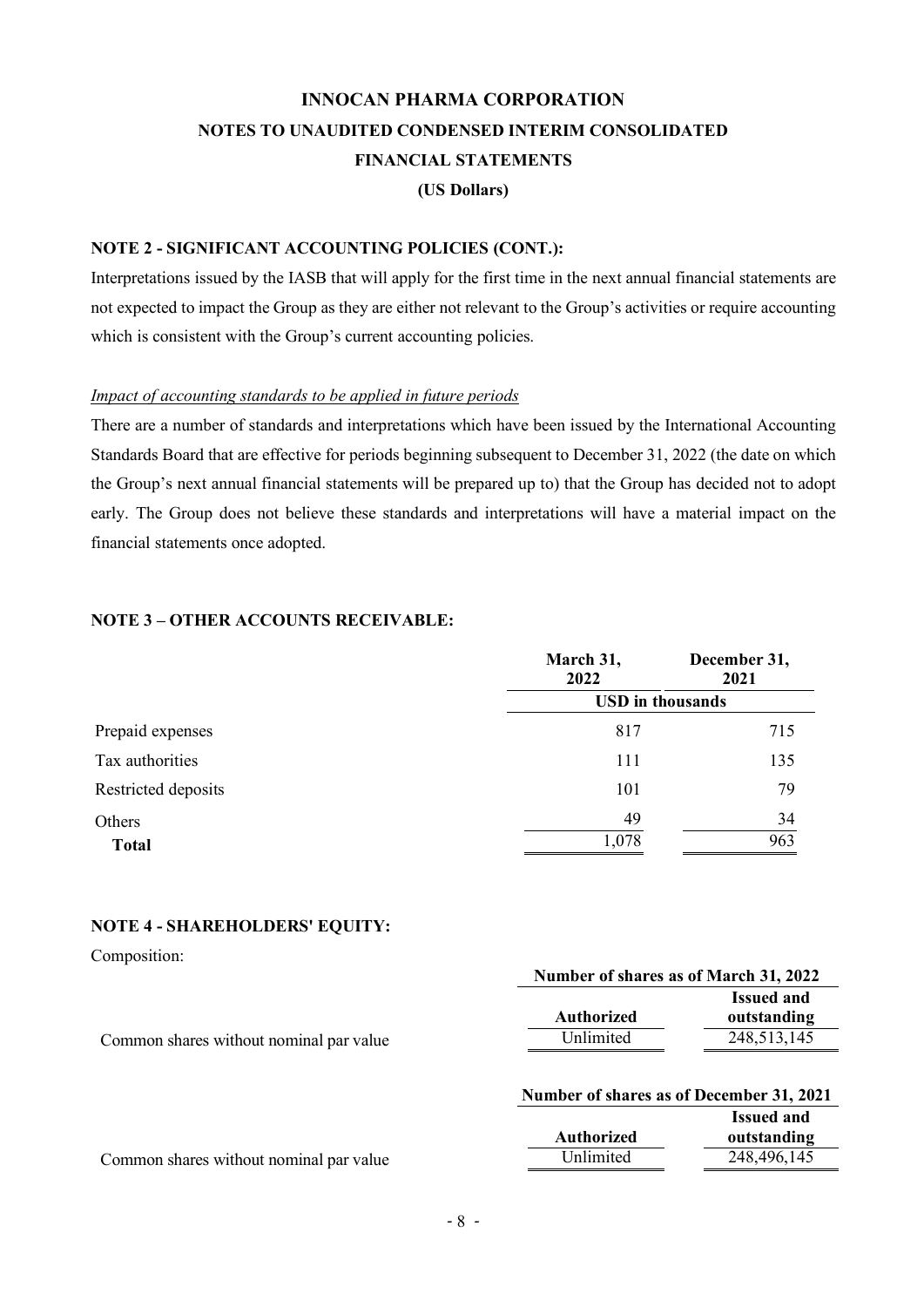# INNOCAN PHARMA CORPORATION

## NOTES TO UNAUDITED CONDENSED INTERIM CONSOLIDATED FINANCIAL STATEMENTS

### (US Dollars)

**NOTE 2 - SIGNIFICANT ACCOUNTING POLICIES (CONT.):**

Interpretations issued by the IASB that will apply for the first time in the next annual financial statements are not expected to impact the Group as they are either not relevant to the Group's activities or require accounting which is consistent with the Group's current accounting policies.

*Impact of accounting standards to be applied in future periods*

There are a number of standards and interpretations which have been issued by the International Accounting Standards Board that are effective for periods beginning subsequent to December 31, 2022 (the date on which the Group's next annual financial statements will be prepared up to) that the Group has decided not to adopt early. The Group does not believe these standards and interpretations will have a material impact on the financial statements once adopted.

**NOTE 3 – OTHER ACCOUNTS RECEIVABLE:**

| | March 31, 2022 | December 31, 2021 |
|---|---|---|
| | USD in thousands | |
| Prepaid expenses | 817 | 715 |
| Tax authorities | 111 | 135 |
| Restricted deposits | 101 | 79 |
| Others | 49 | 34 |
| **Total** | 1,078 | 963 |

**NOTE 4 - SHAREHOLDERS' EQUITY:**

Composition:

| | Number of shares as of March 31, 2022 | |
|---|---|---|
| | Authorized | Issued and outstanding |
| Common shares without nominal par value | Unlimited | 248,513,145 |

| | Number of shares as of December 31, 2021 | |
|---|---|---|
| | Authorized | Issued and outstanding |
| Common shares without nominal par value | Unlimited | 248,496,145 |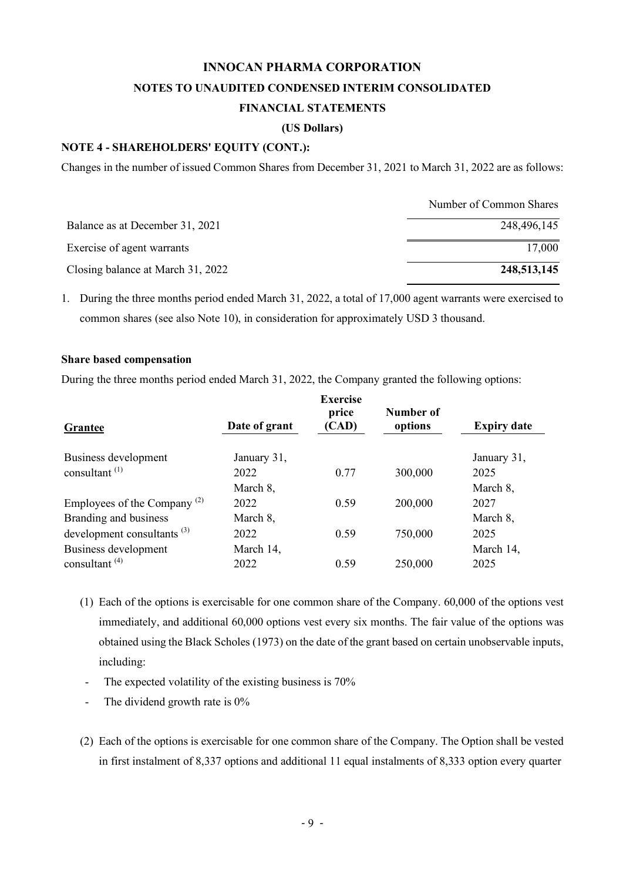**INNOCAN PHARMA CORPORATION**

**NOTES TO UNAUDITED CONDENSED INTERIM CONSOLIDATED FINANCIAL STATEMENTS**

**(US Dollars)**

**NOTE 4 - SHAREHOLDERS' EQUITY (CONT.):**

Changes in the number of issued Common Shares from December 31, 2021 to March 31, 2022 are as follows:

| | Number of Common Shares |
|---|---|
| Balance as at December 31, 2021 | 248,496,145 |
| Exercise of agent warrants | 17,000 |
| Closing balance at March 31, 2022 | **248,513,145** |

1. During the three months period ended March 31, 2022, a total of 17,000 agent warrants were exercised to common shares (see also Note 10), in consideration for approximately USD 3 thousand.

**Share based compensation**

During the three months period ended March 31, 2022, the Company granted the following options:

| Grantee | Date of grant | Exercise price (CAD) | Number of options | Expiry date |
|---|---|---|---|---|
| Business development consultant (1) | January 31, 2022 | 0.77 | 300,000 | January 31, 2025 |
| Employees of the Company (2) | March 8, 2022 | 0.59 | 200,000 | March 8, 2027 |
| Branding and business development consultants (3) | March 8, 2022 | 0.59 | 750,000 | March 8, 2025 |
| Business development consultant (4) | March 14, 2022 | 0.59 | 250,000 | March 14, 2025 |

(1) Each of the options is exercisable for one common share of the Company. 60,000 of the options vest immediately, and additional 60,000 options vest every six months. The fair value of the options was obtained using the Black Scholes (1973) on the date of the grant based on certain unobservable inputs, including:

- The expected volatility of the existing business is 70%
- The dividend growth rate is 0%

(2) Each of the options is exercisable for one common share of the Company. The Option shall be vested in first instalment of 8,337 options and additional 11 equal instalments of 8,333 option every quarter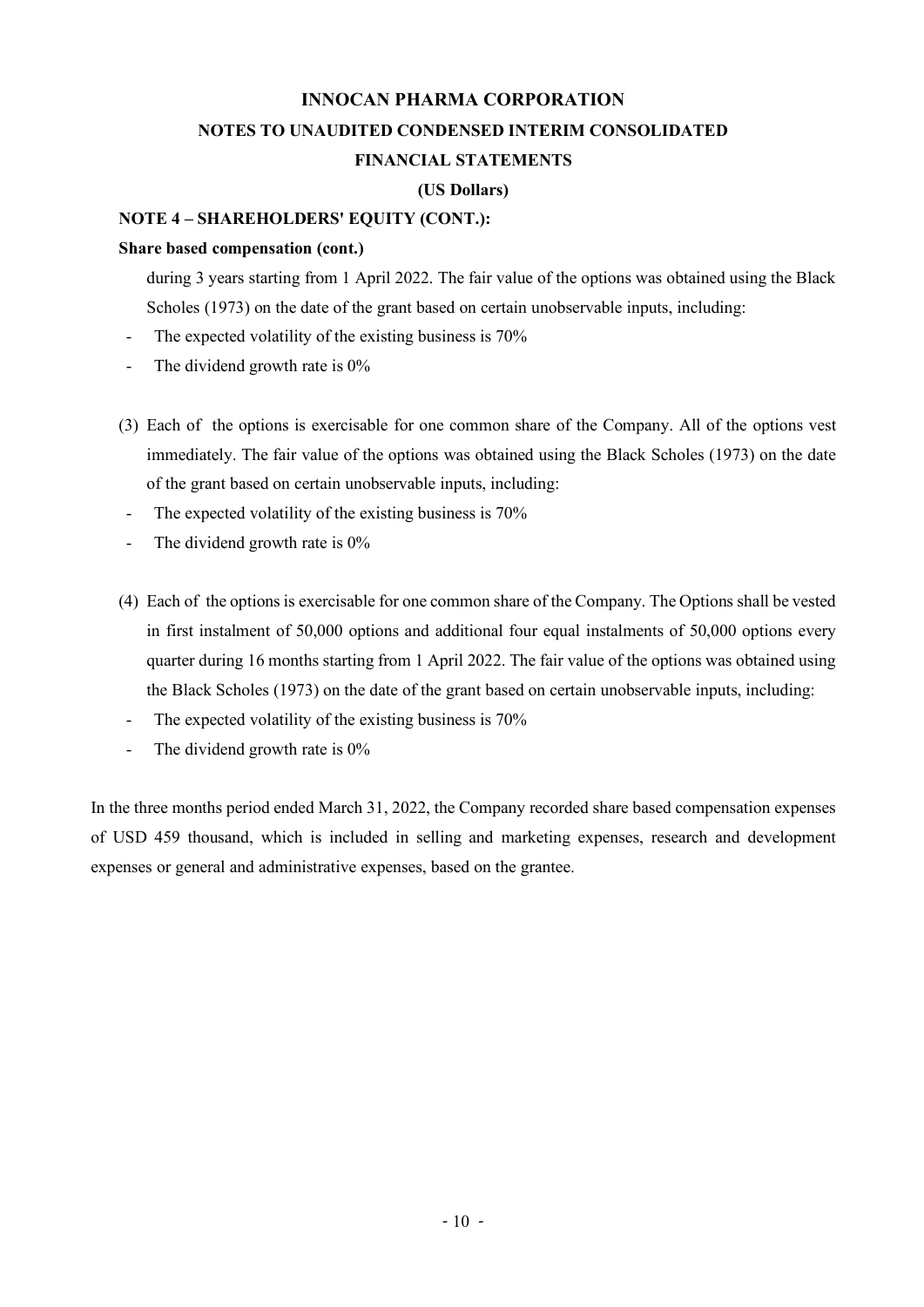**NOTE 4 – SHAREHOLDERS' EQUITY (CONT.):**

**Share based compensation (cont.)**

during 3 years starting from 1 April 2022. The fair value of the options was obtained using the Black Scholes (1973) on the date of the grant based on certain unobservable inputs, including:

- The expected volatility of the existing business is 70%
- The dividend growth rate is 0%

(3) Each of the options is exercisable for one common share of the Company. All of the options vest immediately. The fair value of the options was obtained using the Black Scholes (1973) on the date of the grant based on certain unobservable inputs, including:

- The expected volatility of the existing business is 70%
- The dividend growth rate is 0%

(4) Each of the options is exercisable for one common share of the Company. The Options shall be vested in first instalment of 50,000 options and additional four equal instalments of 50,000 options every quarter during 16 months starting from 1 April 2022. The fair value of the options was obtained using the Black Scholes (1973) on the date of the grant based on certain unobservable inputs, including:

- The expected volatility of the existing business is 70%
- The dividend growth rate is 0%

In the three months period ended March 31, 2022, the Company recorded share based compensation expenses of USD 459 thousand, which is included in selling and marketing expenses, research and development expenses or general and administrative expenses, based on the grantee.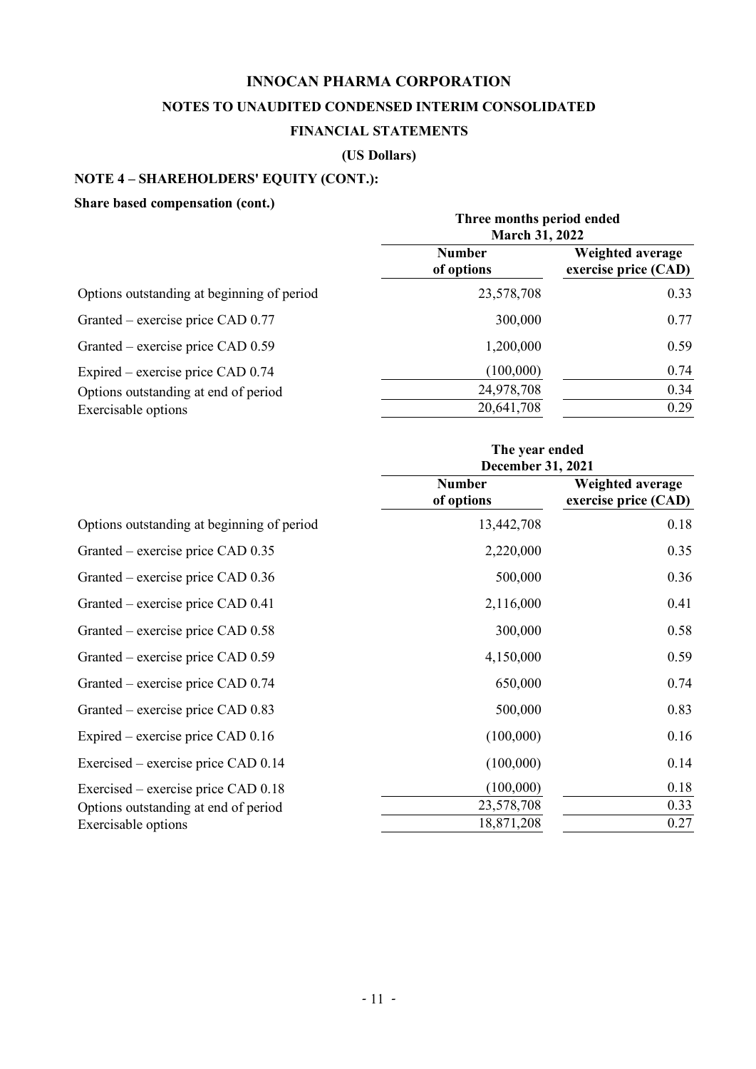**INNOCAN PHARMA CORPORATION**

**NOTES TO UNAUDITED CONDENSED INTERIM CONSOLIDATED FINANCIAL STATEMENTS**

**(US Dollars)**

**NOTE 4 – SHAREHOLDERS' EQUITY (CONT.):**

**Share based compensation (cont.)**

| | Three months period ended March 31, 2022 | |
|---|---|---|
| | **Number of options** | **Weighted average exercise price (CAD)** |
| Options outstanding at beginning of period | 23,578,708 | 0.33 |
| Granted – exercise price CAD 0.77 | 300,000 | 0.77 |
| Granted – exercise price CAD 0.59 | 1,200,000 | 0.59 |
| Expired – exercise price CAD 0.74 | (100,000) | 0.74 |
| Options outstanding at end of period | 24,978,708 | 0.34 |
| Exercisable options | 20,641,708 | 0.29 |

| | The year ended December 31, 2021 | |
|---|---|---|
| | **Number of options** | **Weighted average exercise price (CAD)** |
| Options outstanding at beginning of period | 13,442,708 | 0.18 |
| Granted – exercise price CAD 0.35 | 2,220,000 | 0.35 |
| Granted – exercise price CAD 0.36 | 500,000 | 0.36 |
| Granted – exercise price CAD 0.41 | 2,116,000 | 0.41 |
| Granted – exercise price CAD 0.58 | 300,000 | 0.58 |
| Granted – exercise price CAD 0.59 | 4,150,000 | 0.59 |
| Granted – exercise price CAD 0.74 | 650,000 | 0.74 |
| Granted – exercise price CAD 0.83 | 500,000 | 0.83 |
| Expired – exercise price CAD 0.16 | (100,000) | 0.16 |
| Exercised – exercise price CAD 0.14 | (100,000) | 0.14 |
| Exercised – exercise price CAD 0.18 | (100,000) | 0.18 |
| Options outstanding at end of period | 23,578,708 | 0.33 |
| Exercisable options | 18,871,208 | 0.27 |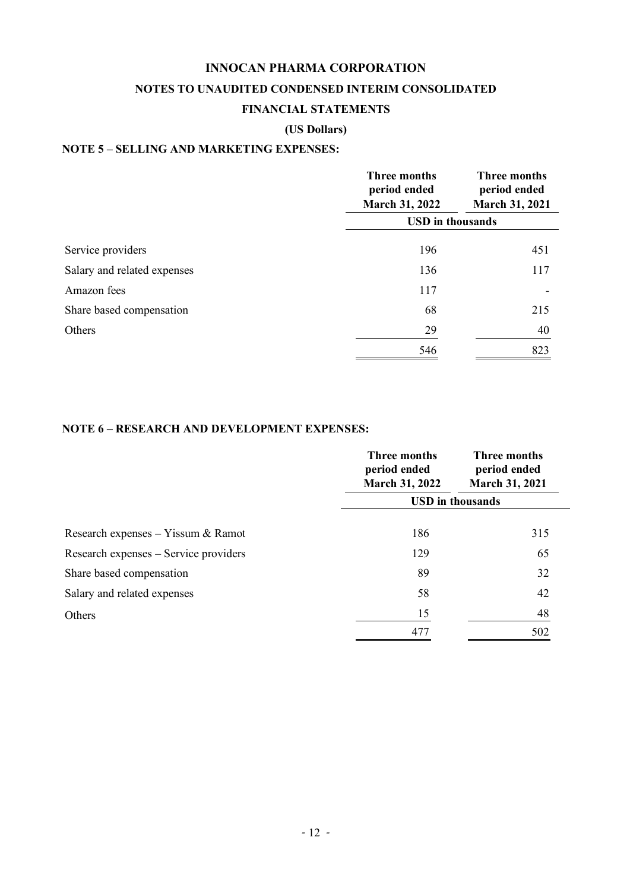# INNOCAN PHARMA CORPORATION

## NOTES TO UNAUDITED CONDENSED INTERIM CONSOLIDATED FINANCIAL STATEMENTS

### (US Dollars)

### NOTE 5 – SELLING AND MARKETING EXPENSES:

| | Three months period ended March 31, 2022 | Three months period ended March 31, 2021 |
|---|---|---|
| | USD in thousands | |
| Service providers | 196 | 451 |
| Salary and related expenses | 136 | 117 |
| Amazon fees | 117 | - |
| Share based compensation | 68 | 215 |
| Others | 29 | 40 |
| | 546 | 823 |

### NOTE 6 – RESEARCH AND DEVELOPMENT EXPENSES:

| | Three months period ended March 31, 2022 | Three months period ended March 31, 2021 |
|---|---|---|
| | USD in thousands | |
| Research expenses – Yissum & Ramot | 186 | 315 |
| Research expenses – Service providers | 129 | 65 |
| Share based compensation | 89 | 32 |
| Salary and related expenses | 58 | 42 |
| Others | 15 | 48 |
| | 477 | 502 |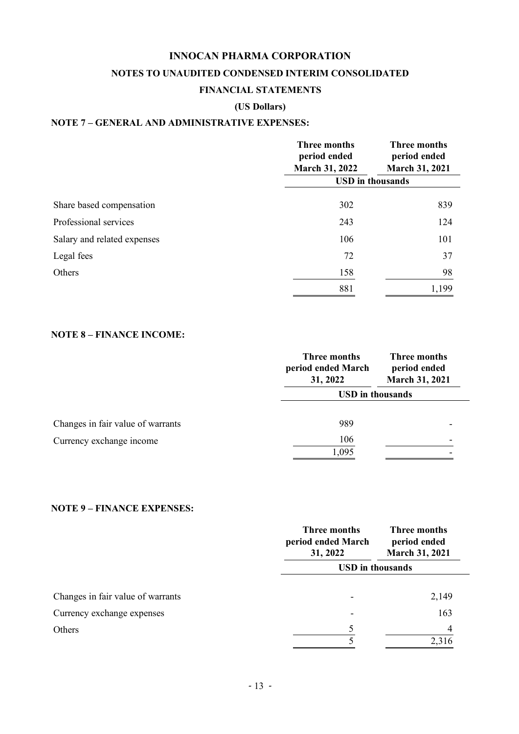# INNOCAN PHARMA CORPORATION

## NOTES TO UNAUDITED CONDENSED INTERIM CONSOLIDATED FINANCIAL STATEMENTS

## (US Dollars)

### NOTE 7 – GENERAL AND ADMINISTRATIVE EXPENSES:

| | Three months period ended March 31, 2022 | Three months period ended March 31, 2021 |
|---|---|---|
| | USD in thousands | |
| Share based compensation | 302 | 839 |
| Professional services | 243 | 124 |
| Salary and related expenses | 106 | 101 |
| Legal fees | 72 | 37 |
| Others | 158 | 98 |
| | 881 | 1,199 |

### NOTE 8 – FINANCE INCOME:

| | Three months period ended March 31, 2022 | Three months period ended March 31, 2021 |
|---|---|---|
| | USD in thousands | |
| Changes in fair value of warrants | 989 | - |
| Currency exchange income | 106 | - |
| | 1,095 | - |

### NOTE 9 – FINANCE EXPENSES:

| | Three months period ended March 31, 2022 | Three months period ended March 31, 2021 |
|---|---|---|
| | USD in thousands | |
| Changes in fair value of warrants | - | 2,149 |
| Currency exchange expenses | - | 163 |
| Others | 5 | 4 |
| | 5 | 2,316 |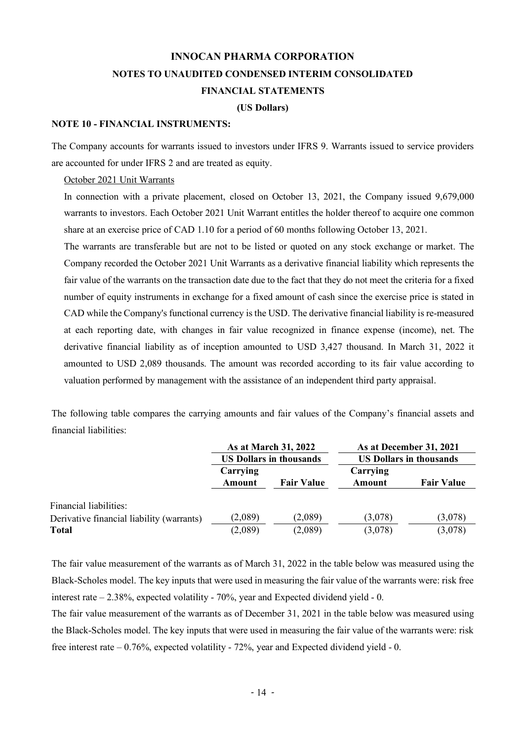INNOCAN PHARMA CORPORATION

NOTES TO UNAUDITED CONDENSED INTERIM CONSOLIDATED FINANCIAL STATEMENTS

(US Dollars)

**NOTE 10 - FINANCIAL INSTRUMENTS:**

The Company accounts for warrants issued to investors under IFRS 9. Warrants issued to service providers are accounted for under IFRS 2 and are treated as equity.

October 2021 Unit Warrants

In connection with a private placement, closed on October 13, 2021, the Company issued 9,679,000 warrants to investors. Each October 2021 Unit Warrant entitles the holder thereof to acquire one common share at an exercise price of CAD 1.10 for a period of 60 months following October 13, 2021.

The warrants are transferable but are not to be listed or quoted on any stock exchange or market. The Company recorded the October 2021 Unit Warrants as a derivative financial liability which represents the fair value of the warrants on the transaction date due to the fact that they do not meet the criteria for a fixed number of equity instruments in exchange for a fixed amount of cash since the exercise price is stated in CAD while the Company's functional currency is the USD. The derivative financial liability is re-measured at each reporting date, with changes in fair value recognized in finance expense (income), net. The derivative financial liability as of inception amounted to USD 3,427 thousand. In March 31, 2022 it amounted to USD 2,089 thousands. The amount was recorded according to its fair value according to valuation performed by management with the assistance of an independent third party appraisal.

The following table compares the carrying amounts and fair values of the Company's financial assets and financial liabilities:

| | As at March 31, 2022 | | As at December 31, 2021 | |
|---|---|---|---|---|
| | US Dollars in thousands | | US Dollars in thousands | |
| | Carrying Amount | Fair Value | Carrying Amount | Fair Value |
| Financial liabilities: | | | | |
| Derivative financial liability (warrants) | (2,089) | (2,089) | (3,078) | (3,078) |
| **Total** | (2,089) | (2,089) | (3,078) | (3,078) |

The fair value measurement of the warrants as of March 31, 2022 in the table below was measured using the Black-Scholes model. The key inputs that were used in measuring the fair value of the warrants were: risk free interest rate – 2.38%, expected volatility - 70%, year and Expected dividend yield - 0.

The fair value measurement of the warrants as of December 31, 2021 in the table below was measured using the Black-Scholes model. The key inputs that were used in measuring the fair value of the warrants were: risk free interest rate – 0.76%, expected volatility - 72%, year and Expected dividend yield - 0.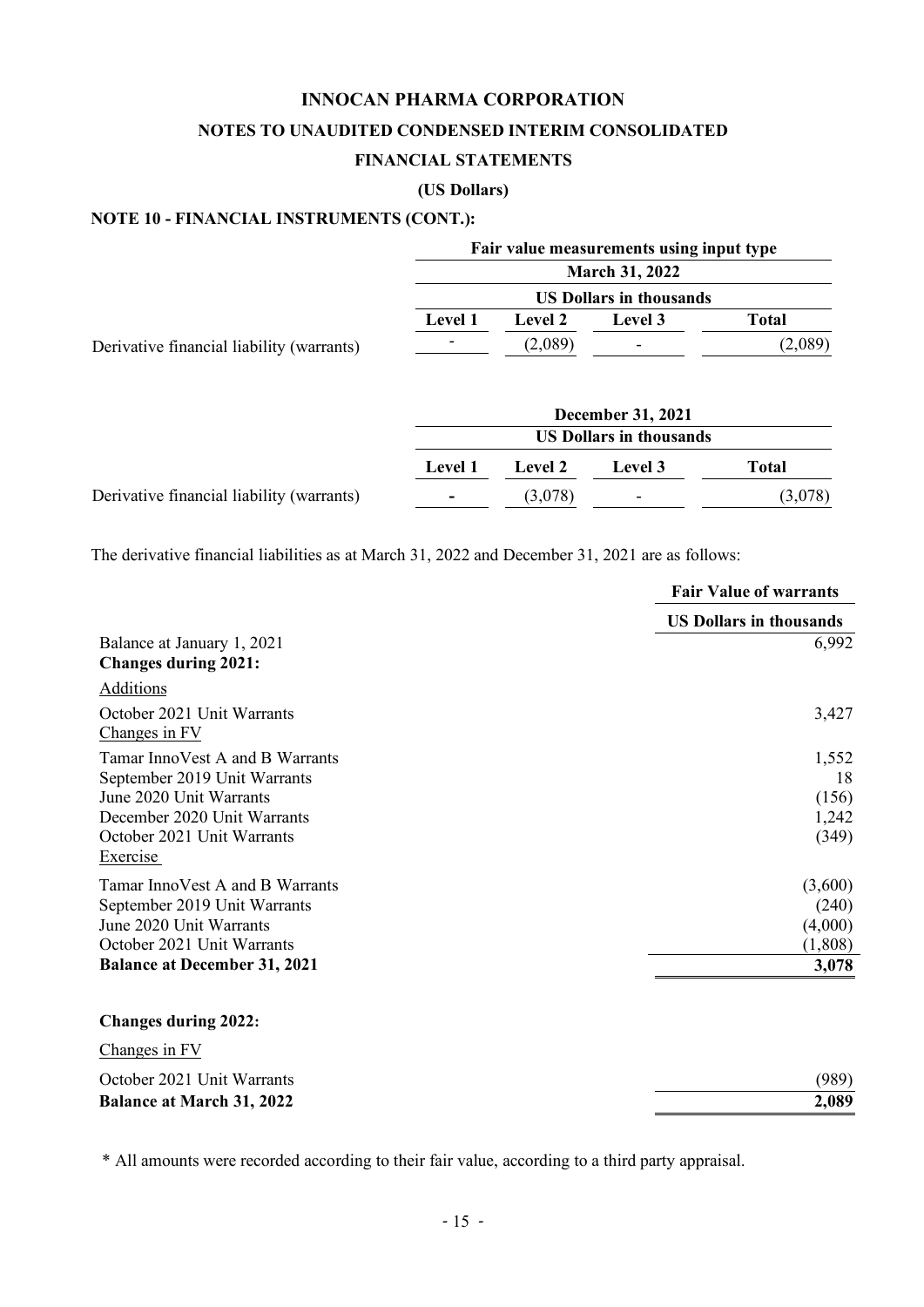**INNOCAN PHARMA CORPORATION**

**NOTES TO UNAUDITED CONDENSED INTERIM CONSOLIDATED**

**FINANCIAL STATEMENTS**

**(US Dollars)**

**NOTE 10 - FINANCIAL INSTRUMENTS (CONT.):**

| | Fair value measurements using input type | | | |
|---|---|---|---|---|
| | March 31, 2022 | | | |
| | US Dollars in thousands | | | |
| | Level 1 | Level 2 | Level 3 | Total |
| Derivative financial liability (warrants) | - | (2,089) | - | (2,089) |

| | December 31, 2021 | | | |
|---|---|---|---|---|
| | US Dollars in thousands | | | |
| | Level 1 | Level 2 | Level 3 | Total |
| Derivative financial liability (warrants) | - | (3,078) | - | (3,078) |

The derivative financial liabilities as at March 31, 2022 and December 31, 2021 are as follows:

| | Fair Value of warrants |
|---|---|
| | US Dollars in thousands |
| Balance at January 1, 2021 | 6,992 |
| **Changes during 2021:** | |
| Additions | |
| October 2021 Unit Warrants | 3,427 |
| Changes in FV | |
| Tamar InnoVest A and B Warrants | 1,552 |
| September 2019 Unit Warrants | 18 |
| June 2020 Unit Warrants | (156) |
| December 2020 Unit Warrants | 1,242 |
| October 2021 Unit Warrants | (349) |
| Exercise | |
| Tamar InnoVest A and B Warrants | (3,600) |
| September 2019 Unit Warrants | (240) |
| June 2020 Unit Warrants | (4,000) |
| October 2021 Unit Warrants | (1,808) |
| **Balance at December 31, 2021** | **3,078** |
| | |
| **Changes during 2022:** | |
| Changes in FV | |
| October 2021 Unit Warrants | (989) |
| **Balance at March 31, 2022** | **2,089** |

\* All amounts were recorded according to their fair value, according to a third party appraisal.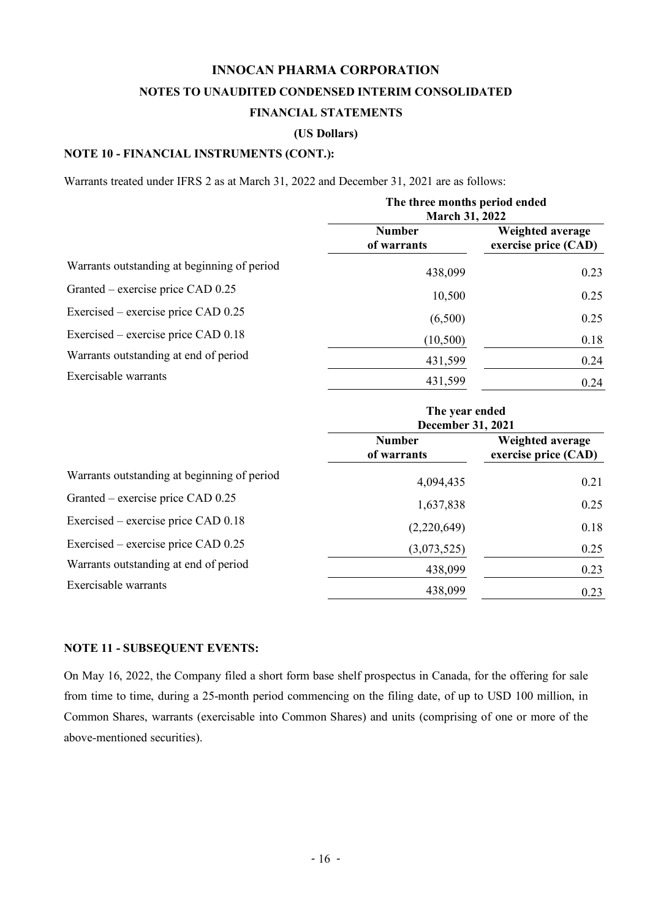**INNOCAN PHARMA CORPORATION**

**NOTES TO UNAUDITED CONDENSED INTERIM CONSOLIDATED FINANCIAL STATEMENTS**

**(US Dollars)**

**NOTE 10 - FINANCIAL INSTRUMENTS (CONT.):**

Warrants treated under IFRS 2 as at March 31, 2022 and December 31, 2021 are as follows:

| | The three months period ended March 31, 2022 | |
|---|---|---|
| | **Number of warrants** | **Weighted average exercise price (CAD)** |
| Warrants outstanding at beginning of period | 438,099 | 0.23 |
| Granted – exercise price CAD 0.25 | 10,500 | 0.25 |
| Exercised – exercise price CAD 0.25 | (6,500) | 0.25 |
| Exercised – exercise price CAD 0.18 | (10,500) | 0.18 |
| Warrants outstanding at end of period | 431,599 | 0.24 |
| Exercisable warrants | 431,599 | 0.24 |

| | The year ended December 31, 2021 | |
|---|---|---|
| | **Number of warrants** | **Weighted average exercise price (CAD)** |
| Warrants outstanding at beginning of period | 4,094,435 | 0.21 |
| Granted – exercise price CAD 0.25 | 1,637,838 | 0.25 |
| Exercised – exercise price CAD 0.18 | (2,220,649) | 0.18 |
| Exercised – exercise price CAD 0.25 | (3,073,525) | 0.25 |
| Warrants outstanding at end of period | 438,099 | 0.23 |
| Exercisable warrants | 438,099 | 0.23 |

**NOTE 11 - SUBSEQUENT EVENTS:**

On May 16, 2022, the Company filed a short form base shelf prospectus in Canada, for the offering for sale from time to time, during a 25-month period commencing on the filing date, of up to USD 100 million, in Common Shares, warrants (exercisable into Common Shares) and units (comprising of one or more of the above-mentioned securities).